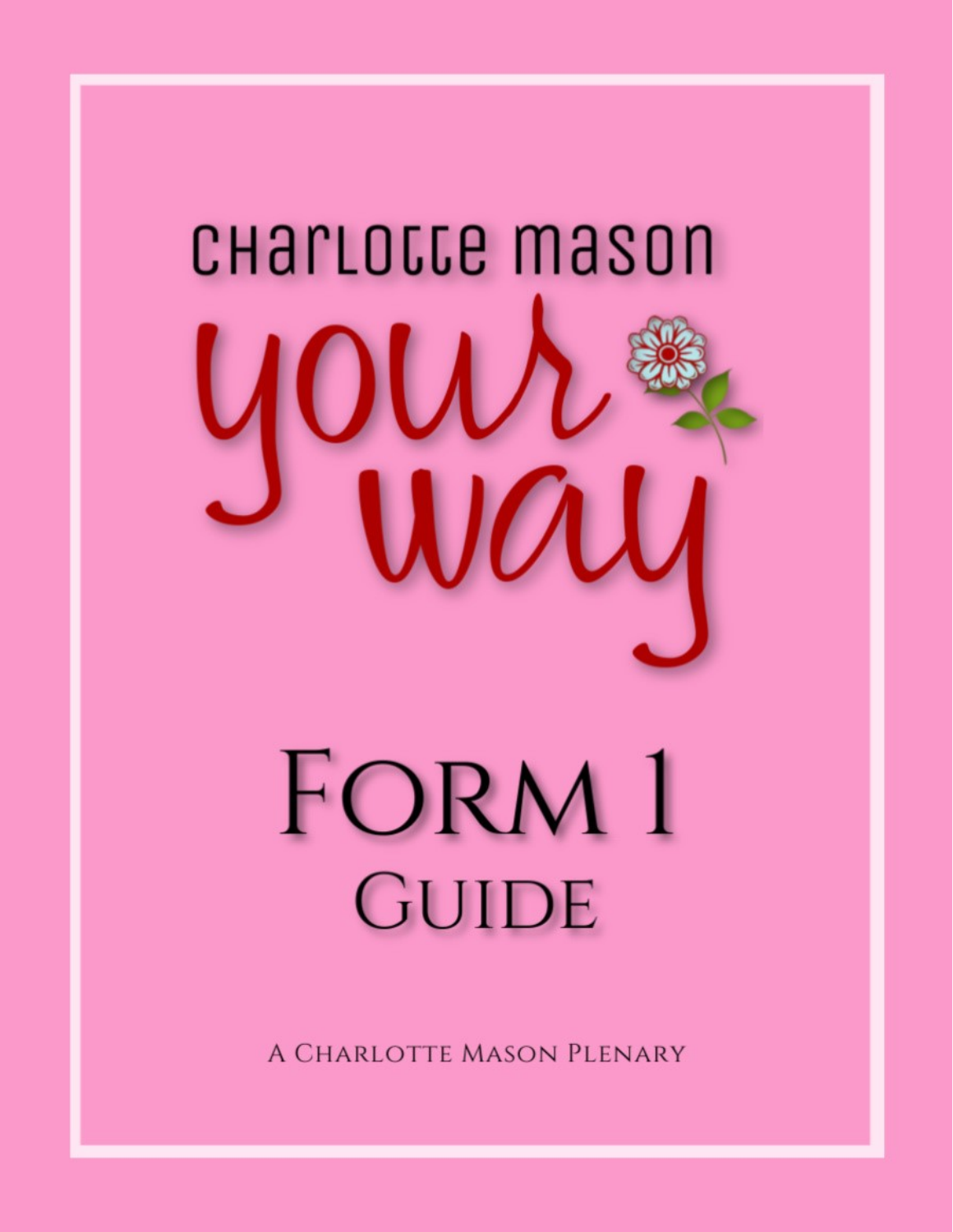# Charlotte Mason

# your way

## Form 1

## Guide

A Charlotte Mason Plenary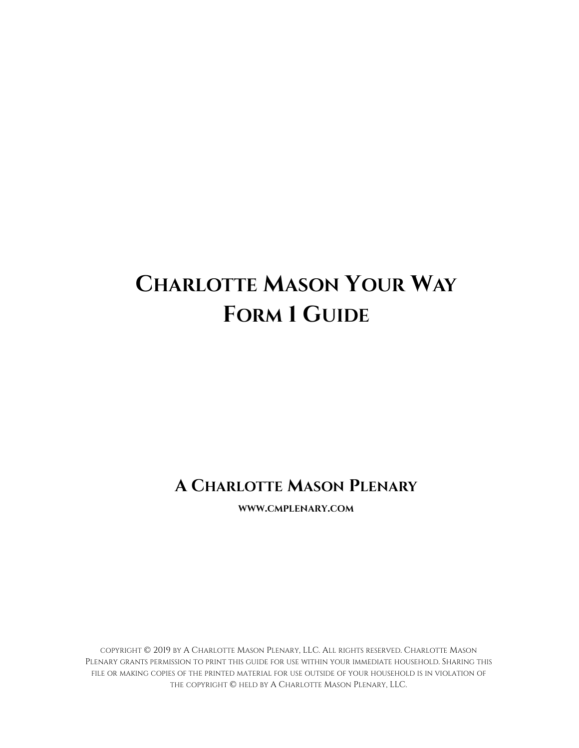# Charlotte Mason Your Way
# Form 1 Guide

## A Charlotte Mason Plenary

**www.cmplenary.com**

copyright © 2019 by A Charlotte Mason Plenary, LLC. All rights reserved. Charlotte Mason Plenary grants permission to print this guide for use within your immediate household. Sharing this file or making copies of the printed material for use outside of your household is in violation of the copyright © held by A Charlotte Mason Plenary, LLC.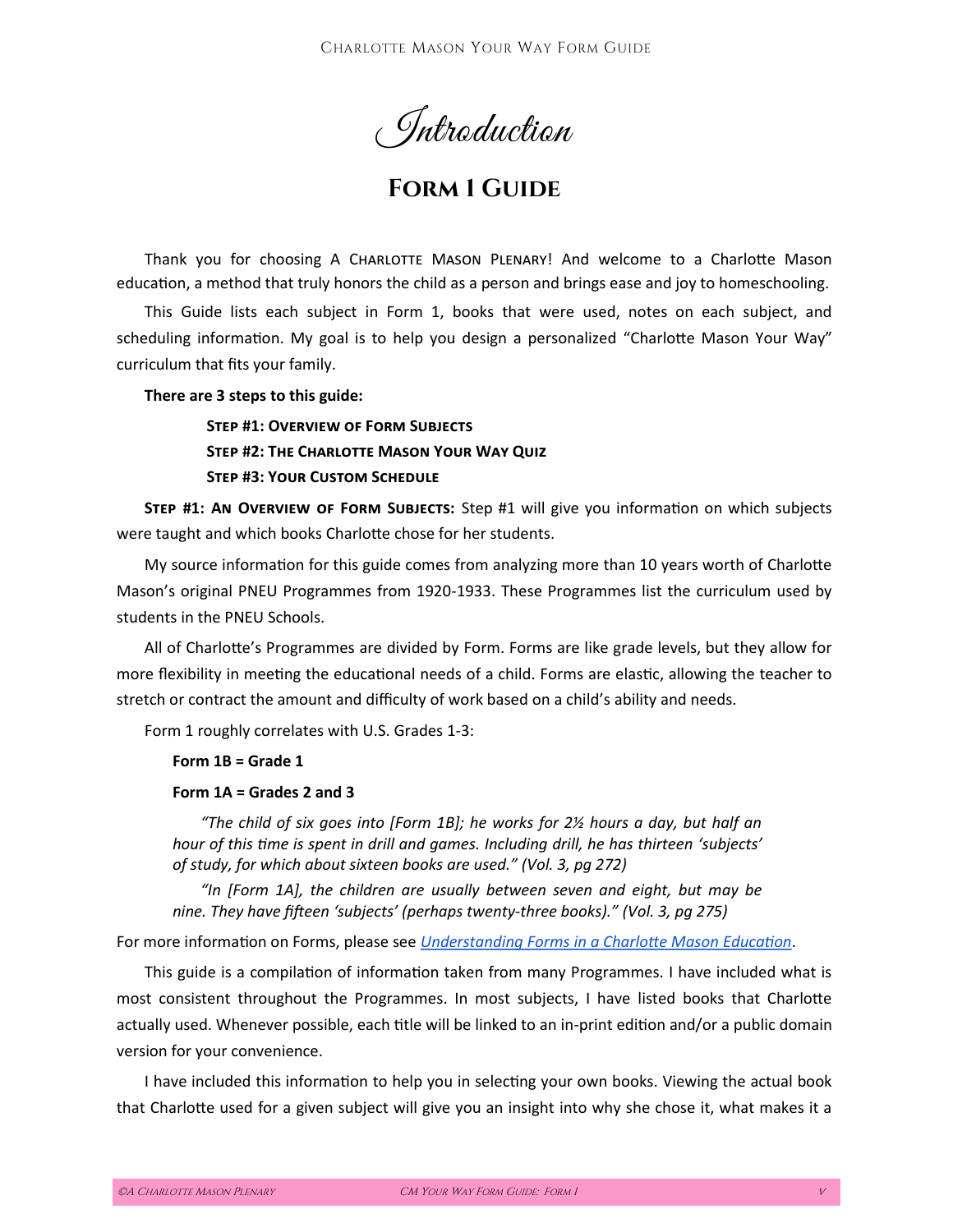# Introduction

## Form 1 Guide

Thank you for choosing A Charlotte Mason Plenary! And welcome to a Charlotte Mason education, a method that truly honors the child as a person and brings ease and joy to homeschooling.

This Guide lists each subject in Form 1, books that were used, notes on each subject, and scheduling information. My goal is to help you design a personalized "Charlotte Mason Your Way" curriculum that fits your family.

**There are 3 steps to this guide:**

**Step #1: Overview of Form Subjects**
**Step #2: The Charlotte Mason Your Way Quiz**
**Step #3: Your Custom Schedule**

**Step #1: An Overview of Form Subjects:** Step #1 will give you information on which subjects were taught and which books Charlotte chose for her students.

My source information for this guide comes from analyzing more than 10 years worth of Charlotte Mason's original PNEU Programmes from 1920-1933. These Programmes list the curriculum used by students in the PNEU Schools.

All of Charlotte's Programmes are divided by Form. Forms are like grade levels, but they allow for more flexibility in meeting the educational needs of a child. Forms are elastic, allowing the teacher to stretch or contract the amount and difficulty of work based on a child's ability and needs.

Form 1 roughly correlates with U.S. Grades 1-3:

**Form 1B = Grade 1**

**Form 1A = Grades 2 and 3**

> *"The child of six goes into [Form 1B]; he works for 2½ hours a day, but half an hour of this time is spent in drill and games. Including drill, he has thirteen 'subjects' of study, for which about sixteen books are used." (Vol. 3, pg 272)*
>
> *"In [Form 1A], the children are usually between seven and eight, but may be nine. They have fifteen 'subjects' (perhaps twenty-three books)." (Vol. 3, pg 275)*

For more information on Forms, please see *Understanding Forms in a Charlotte Mason Education*.

This guide is a compilation of information taken from many Programmes. I have included what is most consistent throughout the Programmes. In most subjects, I have listed books that Charlotte actually used. Whenever possible, each title will be linked to an in-print edition and/or a public domain version for your convenience.

I have included this information to help you in selecting your own books. Viewing the actual book that Charlotte used for a given subject will give you an insight into why she chose it, what makes it a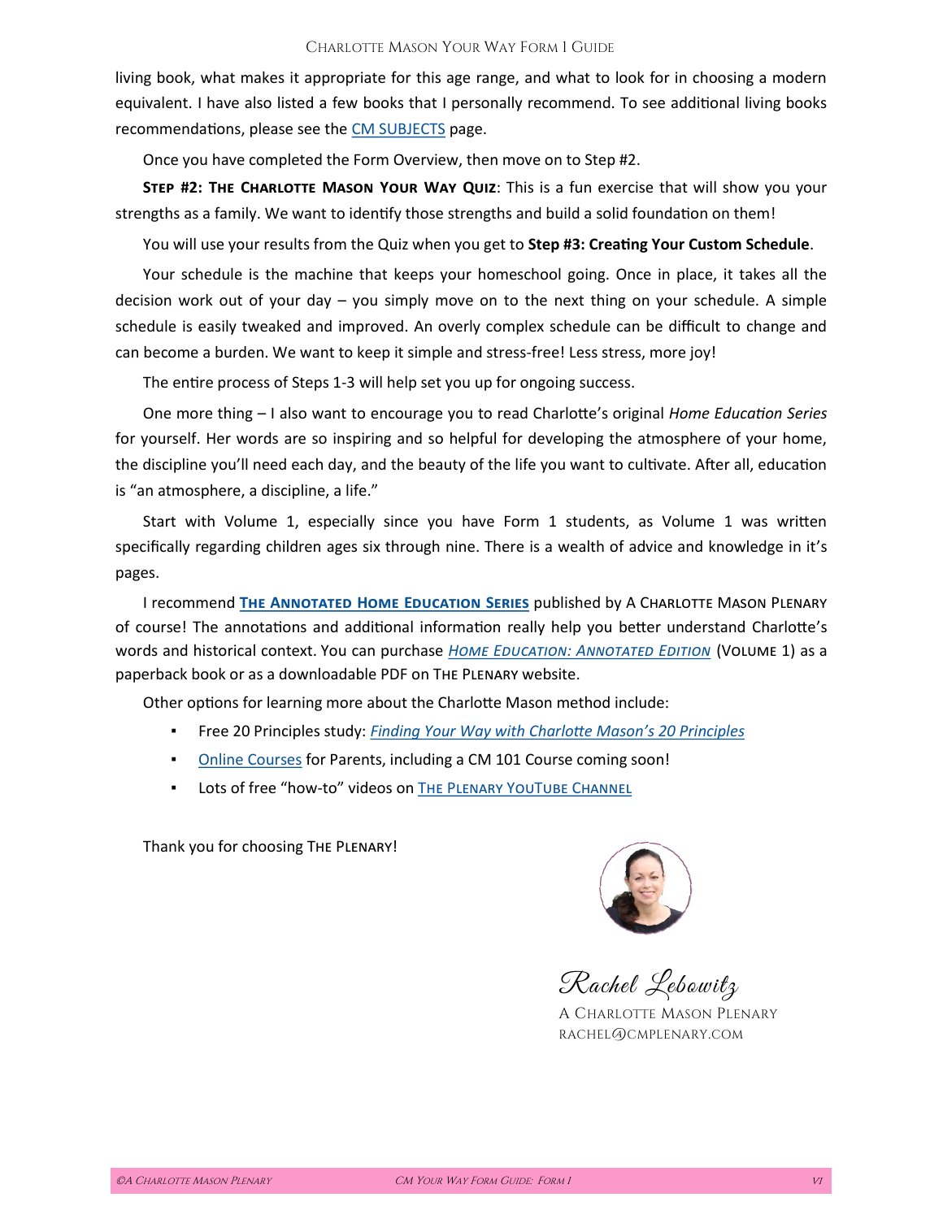living book, what makes it appropriate for this age range, and what to look for in choosing a modern equivalent. I have also listed a few books that I personally recommend. To see additional living books recommendations, please see the CM SUBJECTS page.

Once you have completed the Form Overview, then move on to Step #2.

**Step #2: The Charlotte Mason Your Way Quiz**: This is a fun exercise that will show you your strengths as a family. We want to identify those strengths and build a solid foundation on them!

You will use your results from the Quiz when you get to **Step #3: Creating Your Custom Schedule**.

Your schedule is the machine that keeps your homeschool going. Once in place, it takes all the decision work out of your day – you simply move on to the next thing on your schedule. A simple schedule is easily tweaked and improved. An overly complex schedule can be difficult to change and can become a burden. We want to keep it simple and stress-free! Less stress, more joy!

The entire process of Steps 1-3 will help set you up for ongoing success.

One more thing – I also want to encourage you to read Charlotte's original *Home Education Series* for yourself. Her words are so inspiring and so helpful for developing the atmosphere of your home, the discipline you'll need each day, and the beauty of the life you want to cultivate. After all, education is "an atmosphere, a discipline, a life."

Start with Volume 1, especially since you have Form 1 students, as Volume 1 was written specifically regarding children ages six through nine. There is a wealth of advice and knowledge in it's pages.

I recommend **The Annotated Home Education Series** published by A Charlotte Mason Plenary of course! The annotations and additional information really help you better understand Charlotte's words and historical context. You can purchase *Home Education: Annotated Edition* (Volume 1) as a paperback book or as a downloadable PDF on The Plenary website.

Other options for learning more about the Charlotte Mason method include:

- Free 20 Principles study: *Finding Your Way with Charlotte Mason's 20 Principles*
- Online Courses for Parents, including a CM 101 Course coming soon!
- Lots of free "how-to" videos on The Plenary YouTube Channel

Thank you for choosing The Plenary!

Rachel Lebowitz
A Charlotte Mason Plenary
rachel@cmplenary.com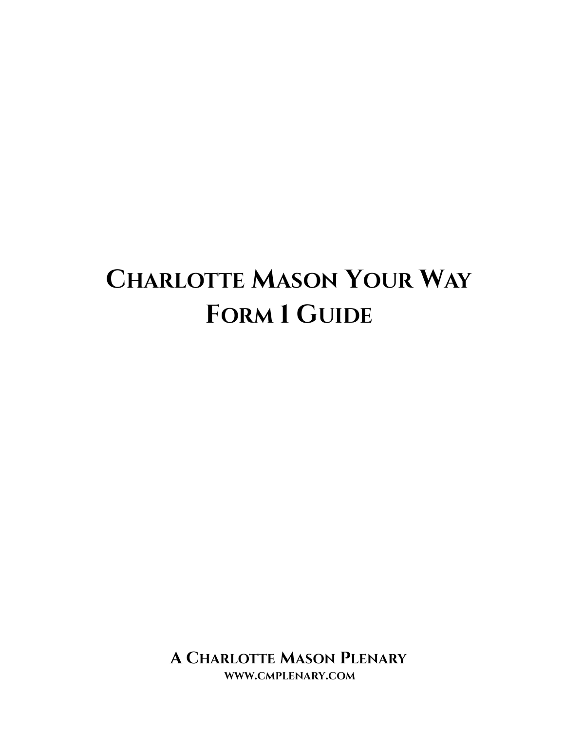# Charlotte Mason Your Way
# Form 1 Guide

**A Charlotte Mason Plenary**

**www.cmplenary.com**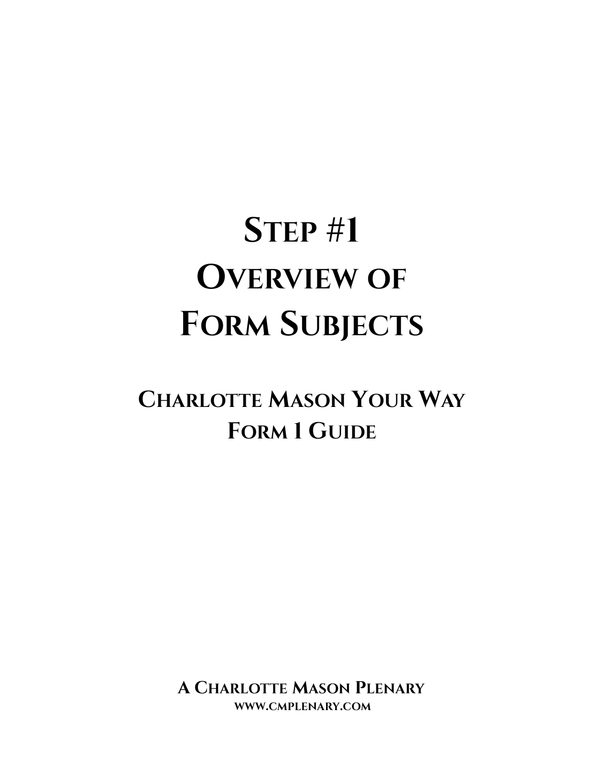# Step #1 Overview of Form Subjects

## Charlotte Mason Your Way Form 1 Guide

**A Charlotte Mason Plenary**
**www.cmplenary.com**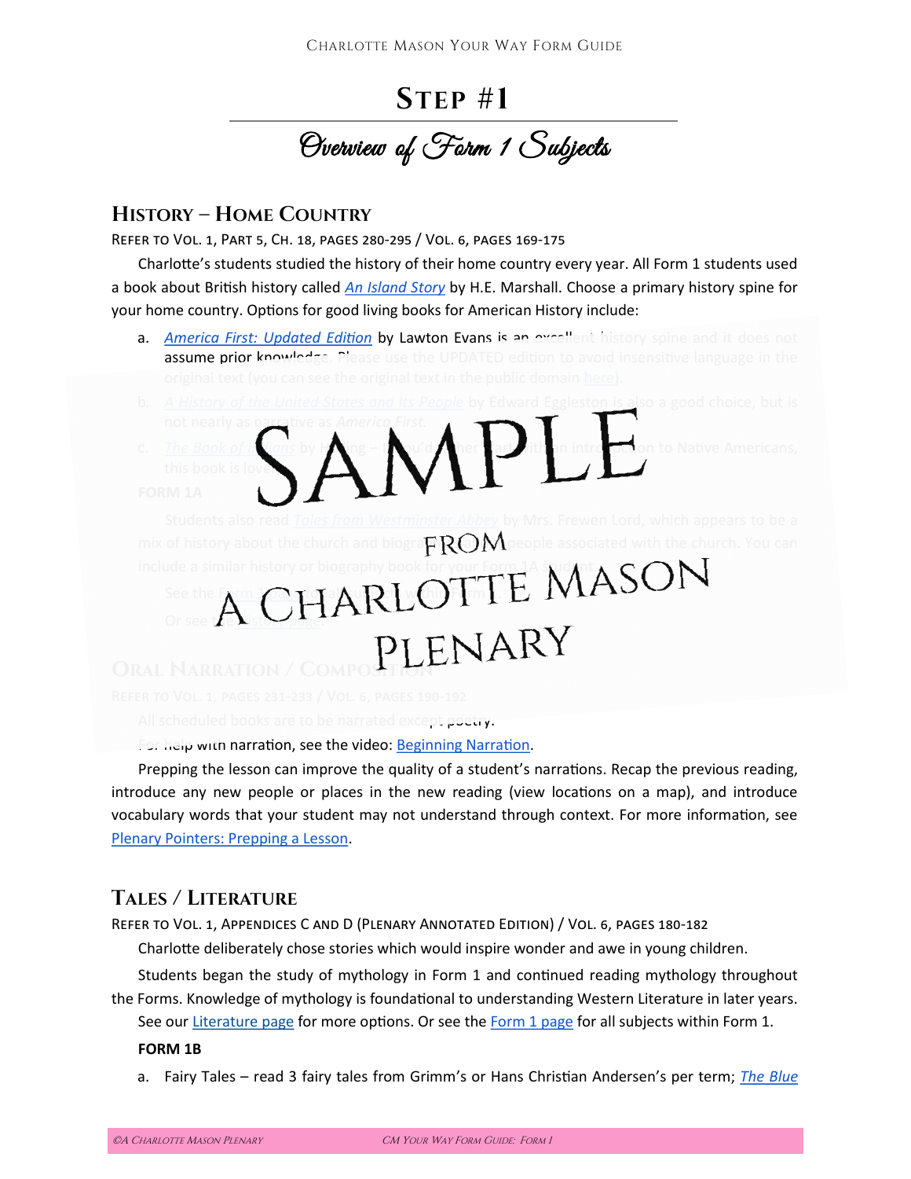# Step #1

## Overview of Form 1 Subjects

### History – Home Country

Refer to Vol. 1, Part 5, Ch. 18, pages 280-295 / Vol. 6, pages 169-175

Charlotte's students studied the history of their home country every year. All Form 1 students used a book about British history called *An Island Story* by H.E. Marshall. Choose a primary history spine for your home country. Options for good living books for American History include:

a. *America First: Updated Edition* by Lawton Evans is an excellent history spine and it does not assume prior knowledge. Please use the UPDATED edition to avoid insensitive language in the original text (you can see the original text in the public domain here).

b. *A History of the United States and Its People* by Edward Eggleston is also a good choice, but is not nearly as narrative as *America First*.

c. *The Book of Indians* by Holling – if you'd rather start with an introduction on Native Americans, this book is lovely.

**FORM 1A**

Students also read *Tales from Westminster Abbey* by Mrs. Frewen Lord, which appears to be a mix of history about the church and biographies of people associated with the church. You can include a similar history or biography book for your Form 1A student.

See the Form 1 page for all subjects within Form 1.

Or see the History page.

SAMPLE FROM A CHARLOTTE MASON PLENARY

### Oral Narration / Composition

Refer to Vol. 1, pages 231-233 / Vol. 6, pages 190-192

All scheduled books are to be narrated except poetry.

For help with narration, see the video: Beginning Narration.

Prepping the lesson can improve the quality of a student's narrations. Recap the previous reading, introduce any new people or places in the new reading (view locations on a map), and introduce vocabulary words that your student may not understand through context. For more information, see Plenary Pointers: Prepping a Lesson.

### Tales / Literature

Refer to Vol. 1, Appendices C and D (Plenary Annotated Edition) / Vol. 6, pages 180-182

Charlotte deliberately chose stories which would inspire wonder and awe in young children.

Students began the study of mythology in Form 1 and continued reading mythology throughout the Forms. Knowledge of mythology is foundational to understanding Western Literature in later years.

See our Literature page for more options. Or see the Form 1 page for all subjects within Form 1.

**FORM 1B**

a. Fairy Tales – read 3 fairy tales from Grimm's or Hans Christian Andersen's per term; *The Blue*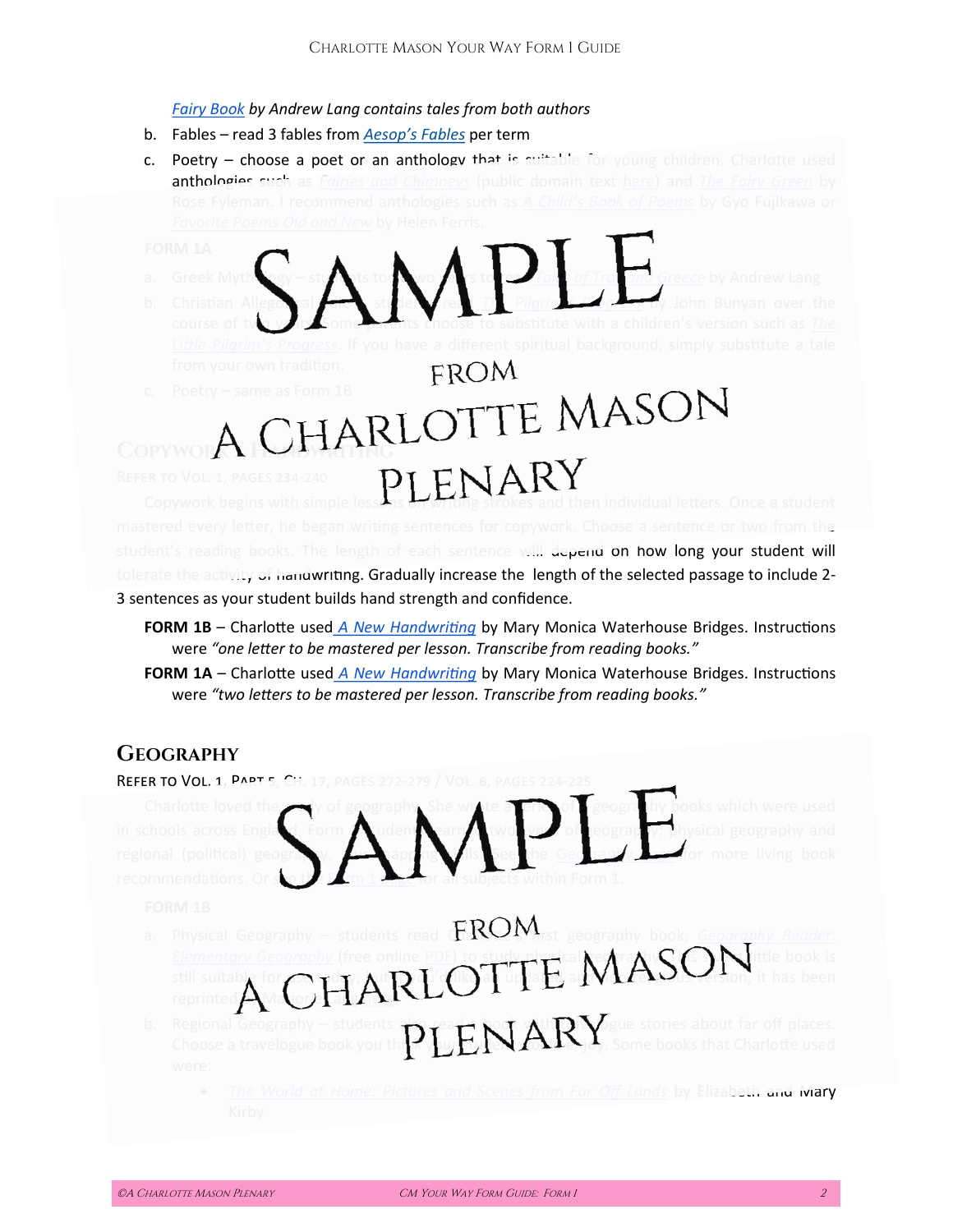*Fairy Book* by Andrew Lang contains tales from both authors

b. Fables – read 3 fables from *Aesop's Fables* per term

c. Poetry – choose a poet or an anthology that is suitable for young children. Charlotte used anthologies such as *Fairies and Chimneys* (public domain text here) and *The Fairy Green* by Rose Fyleman. I recommend anthologies such as *A Child's Book of Poems* by Gyo Fujikawa or *Favorite Poems Old and New* by Helen Ferris.

**FORM 1A**

a. Greek Mythology – students took two terms to read *Tales of Troy and Greece* by Andrew Lang

b. Christian Allegorical Tale – students read *The Pilgrim's Progress* by John Bunyan over the course of two years. Some parents choose to substitute with a children's version such as *The Little Pilgrim's Progress*. If you have a different spiritual background, simply substitute a tale from your own tradition.

c. Poetry – same as Form 1B

## Copywork / Handwriting

Refer to Vol. 1, pages 234-240

Copywork begins with simple lessons on writing strokes and then individual letters. Once a student mastered every letter, he began writing sentences for copywork. Choose a sentence or two from the student's reading books. The length of each sentence will depend on how long your student will tolerate the activity of handwriting. Gradually increase the length of the selected passage to include 2-3 sentences as your student builds hand strength and confidence.

**FORM 1B** – Charlotte used *A New Handwriting* by Mary Monica Waterhouse Bridges. Instructions were *"one letter to be mastered per lesson. Transcribe from reading books."*

**FORM 1A** – Charlotte used *A New Handwriting* by Mary Monica Waterhouse Bridges. Instructions were *"two letters to be mastered per lesson. Transcribe from reading books."*

## Geography

Refer to Vol. 1, Part 5, Ch. 17, pages 272-279 / Vol. 6, pages 224-225

Charlotte loved the study of geography. She wrote a series of geography books which were used in schools across England. Form 1 students learned two types of geography: physical geography and regional (political) geography, plus mapping skills. See the Geography Guide for more living book recommendations. Or see the Form 1 Guide for all subjects within Form 1.

**FORM 1B**

a. Physical Geography – students read Charlotte's first geography book, *Geography Reader: Elementary Geography* (free online PDF) to study physical geography. This little book is still suitable for students, but for a kinder, updated and more gracious version, it has been reprinted by Memoria Press.

b. Regional Geography – students also read books with travelogue stories about far off places. Choose a travelogue book you think your students will enjoy. Some books that Charlotte used were:

- *The World at Home: Pictures and Scenes from Far Off Lands* by Elizabeth and Mary Kirby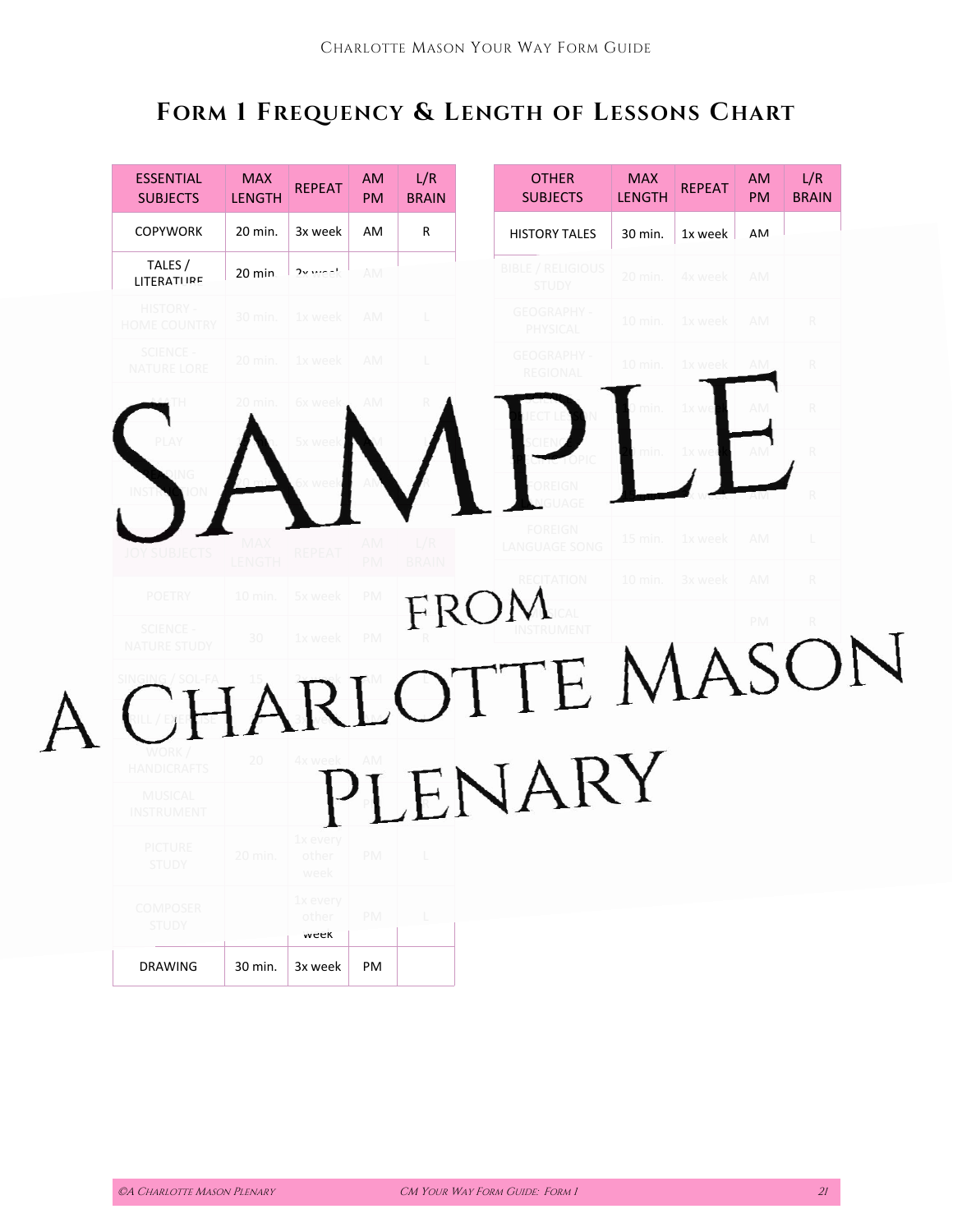# Form 1 Frequency & Length of Lessons Chart

| ESSENTIAL SUBJECTS | MAX LENGTH | REPEAT | AM PM | L/R BRAIN |
|---|---|---|---|---|
| COPYWORK | 20 min. | 3x week | AM | R |
| TALES / LITERATURE | 20 min. | 2x week | AM | |
| HISTORY - HOME COUNTRY | 30 min. | 1x week | AM | L |
| SCIENCE - NATURE LORE | 20 min. | 1x week | AM | L |
| MATH | 20 min. | 6x week | AM | R |
| PLAY | | 5x week | AM | L |
| READING INSTRUCTION | 20 min. | 6x week | AM | R |

| JOY SUBJECTS | MAX LENGTH | REPEAT | AM PM | L/R BRAIN |
|---|---|---|---|---|
| POETRY | 10 min. | 5x week | PM | |
| SCIENCE - NATURE STUDY | 30 | 1x week | PM | R |
| SINGING / SOL-FA | 15 | 2x week | AM | L |
| DRILL / EXERCISE | | 3x | | |
| WORK / HANDICRAFTS | 20 | 4x week | AM | |
| MUSICAL INSTRUMENT | | | PM | |
| PICTURE STUDY | 20 min. | 1x every other week | PM | L |
| COMPOSER STUDY | | 1x every other week | PM | L |
| DRAWING | 30 min. | 3x week | PM | |

| OTHER SUBJECTS | MAX LENGTH | REPEAT | AM PM | L/R BRAIN |
|---|---|---|---|---|
| HISTORY TALES | 30 min. | 1x week | AM | |
| BIBLE / RELIGIOUS STUDY | 20 min. | 4x week | AM | |
| GEOGRAPHY - PHYSICAL | 10 min. | 1x week | AM | R |
| GEOGRAPHY - REGIONAL | 10 min. | 1x week | AM | R |
| OBJECT LESSON | min. | 1x week | AM | R |
| SCIENCE TOPIC | 20 min. | 1x week | AM | R |
| FOREIGN LANGUAGE | | x week | AM | R |
| FOREIGN LANGUAGE SONG | 15 min. | 1x week | AM | L |
| RECITATION | 10 min. | 3x week | AM | R |
| MUSICAL INSTRUMENT | | | PM | R |

SAMPLE FROM A CHARLOTTE MASON PLENARY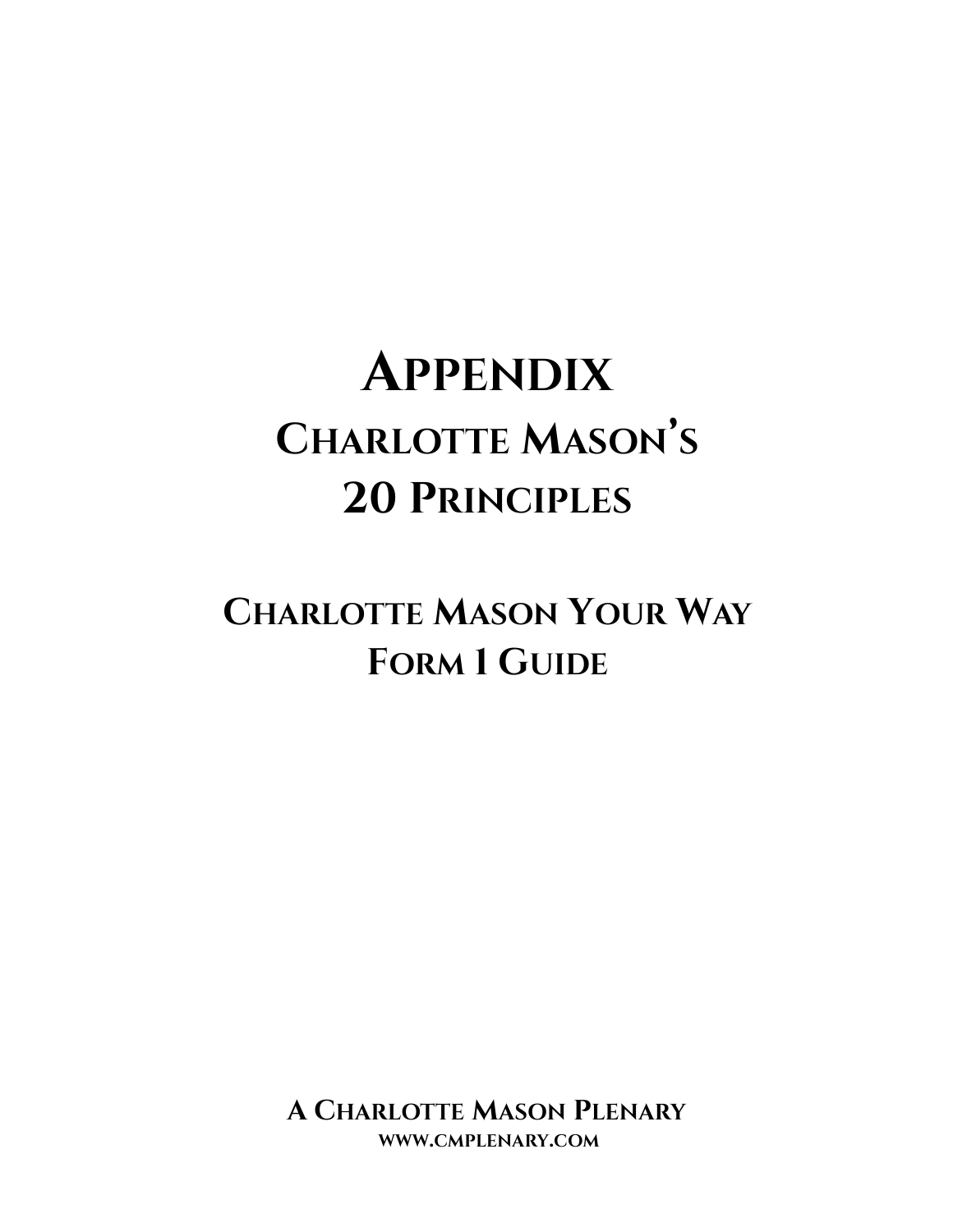# Appendix

## Charlotte Mason's 20 Principles

## Charlotte Mason Your Way Form 1 Guide

**A Charlotte Mason Plenary**
**www.cmplenary.com**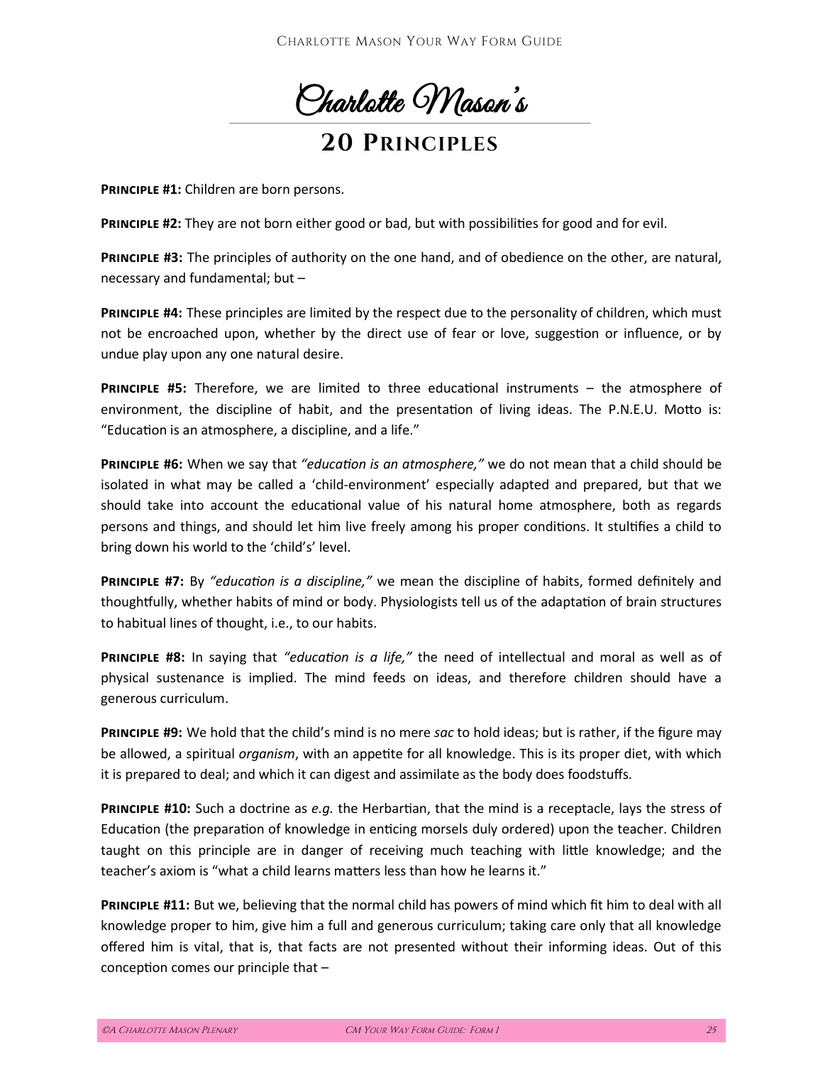# Charlotte Mason's

## 20 Principles

**Principle #1:** Children are born persons.

**Principle #2:** They are not born either good or bad, but with possibilities for good and for evil.

**Principle #3:** The principles of authority on the one hand, and of obedience on the other, are natural, necessary and fundamental; but –

**Principle #4:** These principles are limited by the respect due to the personality of children, which must not be encroached upon, whether by the direct use of fear or love, suggestion or influence, or by undue play upon any one natural desire.

**Principle #5:** Therefore, we are limited to three educational instruments – the atmosphere of environment, the discipline of habit, and the presentation of living ideas. The P.N.E.U. Motto is: "Education is an atmosphere, a discipline, and a life."

**Principle #6:** When we say that *"education is an atmosphere,"* we do not mean that a child should be isolated in what may be called a 'child-environment' especially adapted and prepared, but that we should take into account the educational value of his natural home atmosphere, both as regards persons and things, and should let him live freely among his proper conditions. It stultifies a child to bring down his world to the 'child's' level.

**Principle #7:** By *"education is a discipline,"* we mean the discipline of habits, formed definitely and thoughtfully, whether habits of mind or body. Physiologists tell us of the adaptation of brain structures to habitual lines of thought, i.e., to our habits.

**Principle #8:** In saying that *"education is a life,"* the need of intellectual and moral as well as of physical sustenance is implied. The mind feeds on ideas, and therefore children should have a generous curriculum.

**Principle #9:** We hold that the child's mind is no mere *sac* to hold ideas; but is rather, if the figure may be allowed, a spiritual *organism*, with an appetite for all knowledge. This is its proper diet, with which it is prepared to deal; and which it can digest and assimilate as the body does foodstuffs.

**Principle #10:** Such a doctrine as *e.g.* the Herbartian, that the mind is a receptacle, lays the stress of Education (the preparation of knowledge in enticing morsels duly ordered) upon the teacher. Children taught on this principle are in danger of receiving much teaching with little knowledge; and the teacher's axiom is "what a child learns matters less than how he learns it."

**Principle #11:** But we, believing that the normal child has powers of mind which fit him to deal with all knowledge proper to him, give him a full and generous curriculum; taking care only that all knowledge offered him is vital, that is, that facts are not presented without their informing ideas. Out of this conception comes our principle that –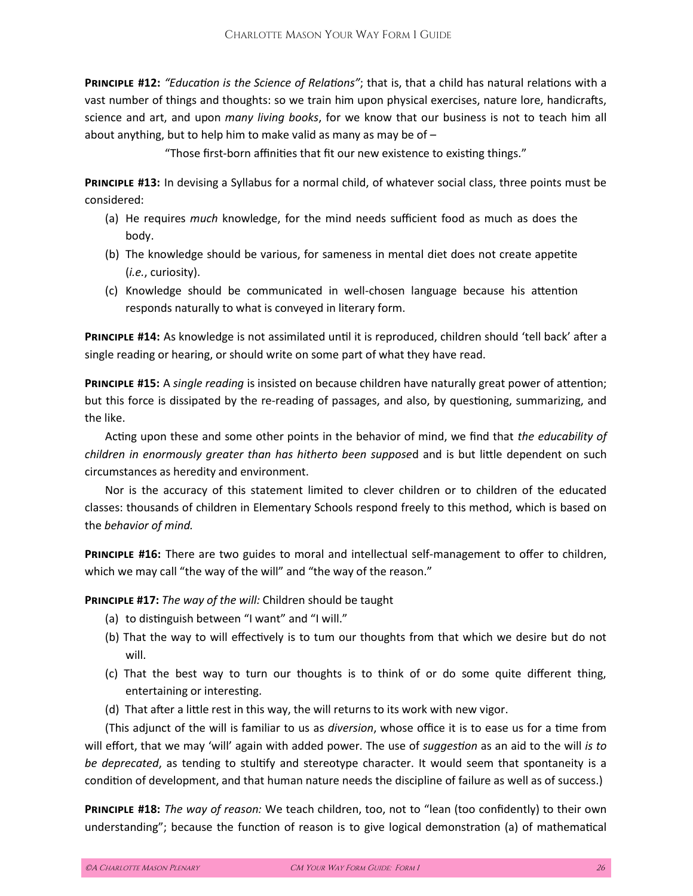**Principle #12:** *"Education is the Science of Relations"*; that is, that a child has natural relations with a vast number of things and thoughts: so we train him upon physical exercises, nature lore, handicrafts, science and art, and upon *many living books*, for we know that our business is not to teach him all about anything, but to help him to make valid as many as may be of –

"Those first-born affinities that fit our new existence to existing things."

**Principle #13:** In devising a Syllabus for a normal child, of whatever social class, three points must be considered:

(a) He requires *much* knowledge, for the mind needs sufficient food as much as does the body.

(b) The knowledge should be various, for sameness in mental diet does not create appetite (*i.e.*, curiosity).

(c) Knowledge should be communicated in well-chosen language because his attention responds naturally to what is conveyed in literary form.

**Principle #14:** As knowledge is not assimilated until it is reproduced, children should 'tell back' after a single reading or hearing, or should write on some part of what they have read.

**Principle #15:** A *single reading* is insisted on because children have naturally great power of attention; but this force is dissipated by the re-reading of passages, and also, by questioning, summarizing, and the like.

Acting upon these and some other points in the behavior of mind, we find that *the educability of children in enormously greater than has hitherto been supposed* and is but little dependent on such circumstances as heredity and environment.

Nor is the accuracy of this statement limited to clever children or to children of the educated classes: thousands of children in Elementary Schools respond freely to this method, which is based on the *behavior of mind.*

**Principle #16:** There are two guides to moral and intellectual self-management to offer to children, which we may call "the way of the will" and "the way of the reason."

**Principle #17:** *The way of the will:* Children should be taught

(a) to distinguish between "I want" and "I will."

(b) That the way to will effectively is to tum our thoughts from that which we desire but do not will.

(c) That the best way to turn our thoughts is to think of or do some quite different thing, entertaining or interesting.

(d) That after a little rest in this way, the will returns to its work with new vigor.

(This adjunct of the will is familiar to us as *diversion*, whose office it is to ease us for a time from will effort, that we may 'will' again with added power. The use of *suggestion* as an aid to the will *is to be deprecated*, as tending to stultify and stereotype character. It would seem that spontaneity is a condition of development, and that human nature needs the discipline of failure as well as of success.)

**Principle #18:** *The way of reason:* We teach children, too, not to "lean (too confidently) to their own understanding"; because the function of reason is to give logical demonstration (a) of mathematical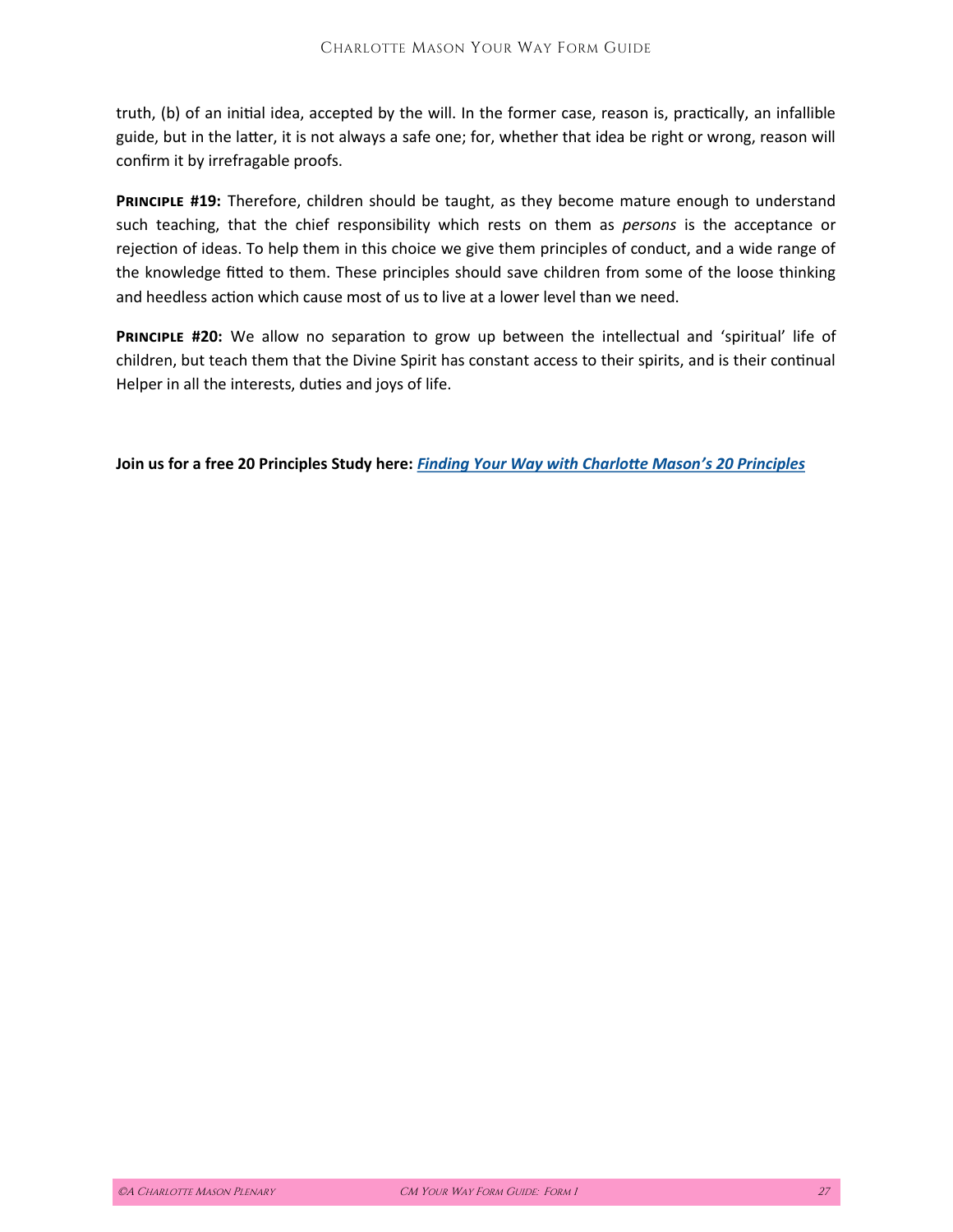truth, (b) of an initial idea, accepted by the will. In the former case, reason is, practically, an infallible guide, but in the latter, it is not always a safe one; for, whether that idea be right or wrong, reason will confirm it by irrefragable proofs.

**Principle #19:** Therefore, children should be taught, as they become mature enough to understand such teaching, that the chief responsibility which rests on them as *persons* is the acceptance or rejection of ideas. To help them in this choice we give them principles of conduct, and a wide range of the knowledge fitted to them. These principles should save children from some of the loose thinking and heedless action which cause most of us to live at a lower level than we need.

**Principle #20:** We allow no separation to grow up between the intellectual and 'spiritual' life of children, but teach them that the Divine Spirit has constant access to their spirits, and is their continual Helper in all the interests, duties and joys of life.

**Join us for a free 20 Principles Study here: *Finding Your Way with Charlotte Mason's 20 Principles***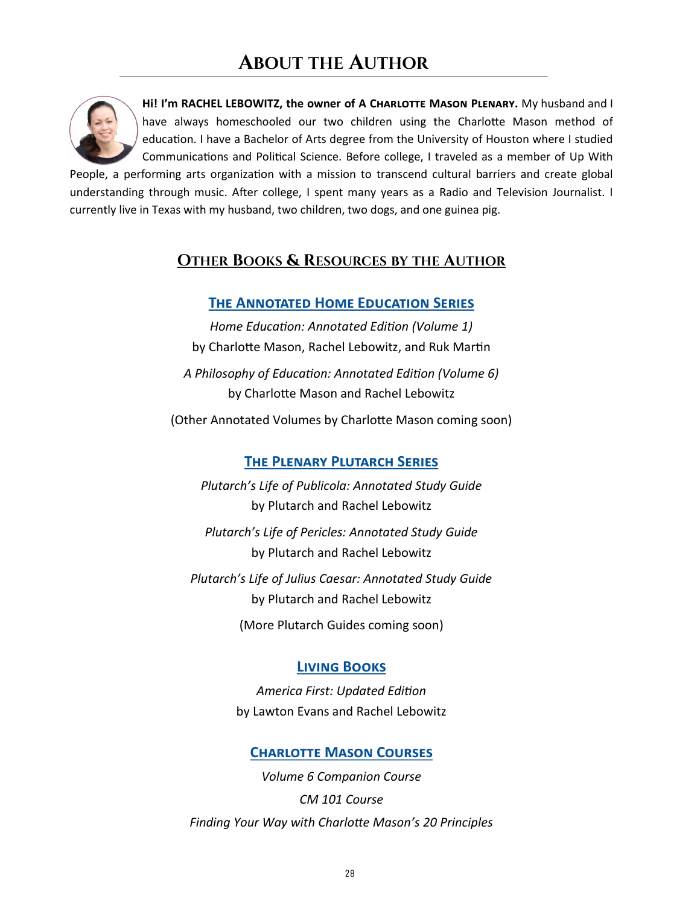# About the Author

**Hi! I'm RACHEL LEBOWITZ, the owner of A Charlotte Mason Plenary.** My husband and I have always homeschooled our two children using the Charlotte Mason method of education. I have a Bachelor of Arts degree from the University of Houston where I studied Communications and Political Science. Before college, I traveled as a member of Up With People, a performing arts organization with a mission to transcend cultural barriers and create global understanding through music. After college, I spent many years as a Radio and Television Journalist. I currently live in Texas with my husband, two children, two dogs, and one guinea pig.

## Other Books & Resources by the Author

### The Annotated Home Education Series

*Home Education: Annotated Edition (Volume 1)*
by Charlotte Mason, Rachel Lebowitz, and Ruk Martin

*A Philosophy of Education: Annotated Edition (Volume 6)*
by Charlotte Mason and Rachel Lebowitz

(Other Annotated Volumes by Charlotte Mason coming soon)

### The Plenary Plutarch Series

*Plutarch's Life of Publicola: Annotated Study Guide*
by Plutarch and Rachel Lebowitz

*Plutarch's Life of Pericles: Annotated Study Guide*
by Plutarch and Rachel Lebowitz

*Plutarch's Life of Julius Caesar: Annotated Study Guide*
by Plutarch and Rachel Lebowitz

(More Plutarch Guides coming soon)

### Living Books

*America First: Updated Edition*
by Lawton Evans and Rachel Lebowitz

### Charlotte Mason Courses

*Volume 6 Companion Course*

*CM 101 Course*

*Finding Your Way with Charlotte Mason's 20 Principles*